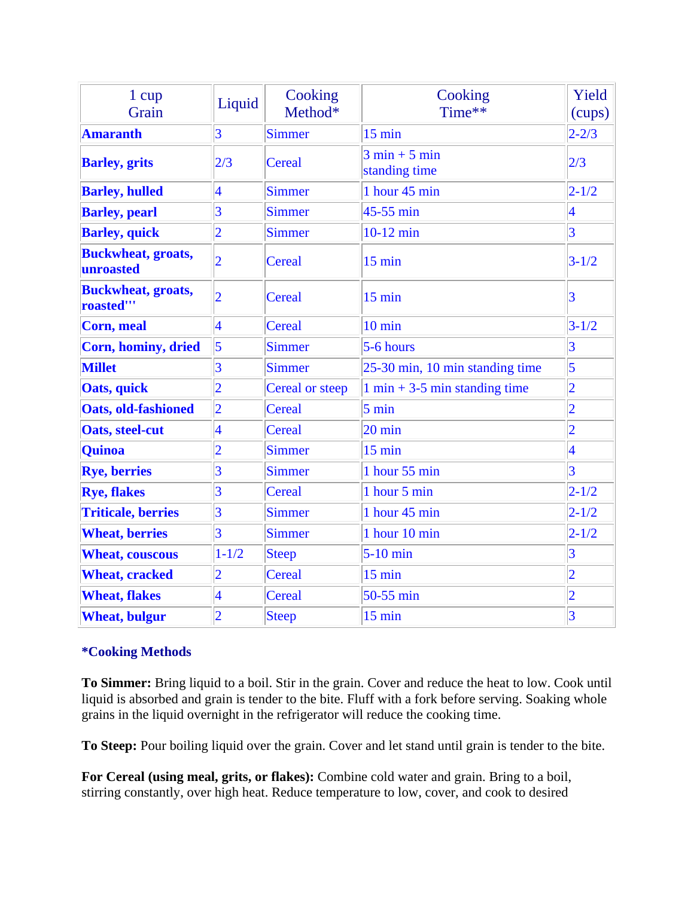| 1 cup Grain | Liquid | Cooking Method* | Cooking Time** | Yield (cups) |
|---|---|---|---|---|
| **Amaranth** | 3 | Simmer | 15 min | 2-2/3 |
| **Barley, grits** | 2/3 | Cereal | 3 min + 5 min standing time | 2/3 |
| **Barley, hulled** | 4 | Simmer | 1 hour 45 min | 2-1/2 |
| **Barley, pearl** | 3 | Simmer | 45-55 min | 4 |
| **Barley, quick** | 2 | Simmer | 10-12 min | 3 |
| **Buckwheat, groats, unroasted** | 2 | Cereal | 15 min | 3-1/2 |
| **Buckwheat, groats, roasted'''** | 2 | Cereal | 15 min | 3 |
| **Corn, meal** | 4 | Cereal | 10 min | 3-1/2 |
| **Corn, hominy, dried** | 5 | Simmer | 5-6 hours | 3 |
| **Millet** | 3 | Simmer | 25-30 min, 10 min standing time | 5 |
| **Oats, quick** | 2 | Cereal or steep | 1 min + 3-5 min standing time | 2 |
| **Oats, old-fashioned** | 2 | Cereal | 5 min | 2 |
| **Oats, steel-cut** | 4 | Cereal | 20 min | 2 |
| **Quinoa** | 2 | Simmer | 15 min | 4 |
| **Rye, berries** | 3 | Simmer | 1 hour 55 min | 3 |
| **Rye, flakes** | 3 | Cereal | 1 hour 5 min | 2-1/2 |
| **Triticale, berries** | 3 | Simmer | 1 hour 45 min | 2-1/2 |
| **Wheat, berries** | 3 | Simmer | 1 hour 10 min | 2-1/2 |
| **Wheat, couscous** | 1-1/2 | Steep | 5-10 min | 3 |
| **Wheat, cracked** | 2 | Cereal | 15 min | 2 |
| **Wheat, flakes** | 4 | Cereal | 50-55 min | 2 |
| **Wheat, bulgur** | 2 | Steep | 15 min | 3 |

**\*Cooking Methods**

**To Simmer:** Bring liquid to a boil. Stir in the grain. Cover and reduce the heat to low. Cook until liquid is absorbed and grain is tender to the bite. Fluff with a fork before serving. Soaking whole grains in the liquid overnight in the refrigerator will reduce the cooking time.

**To Steep:** Pour boiling liquid over the grain. Cover and let stand until grain is tender to the bite.

**For Cereal (using meal, grits, or flakes):** Combine cold water and grain. Bring to a boil, stirring constantly, over high heat. Reduce temperature to low, cover, and cook to desired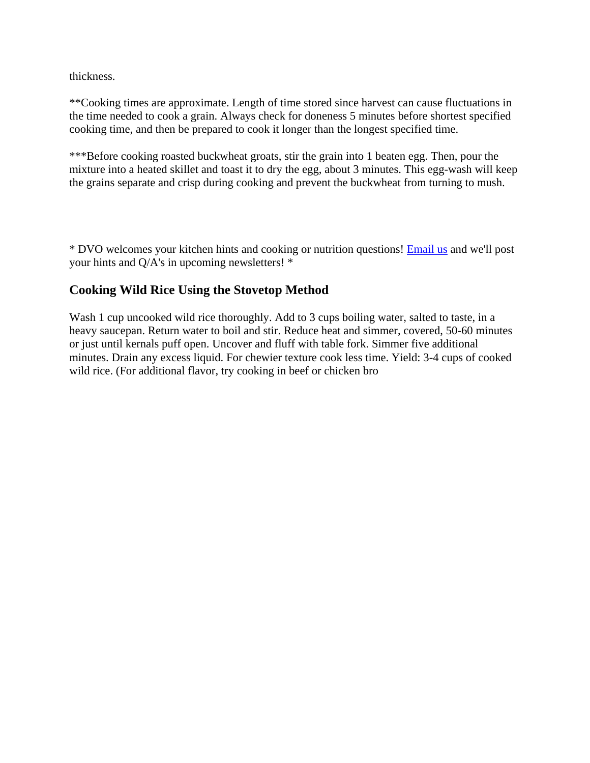thickness.

**Cooking times are approximate. Length of time stored since harvest can cause fluctuations in the time needed to cook a grain. Always check for doneness 5 minutes before shortest specified cooking time, and then be prepared to cook it longer than the longest specified time.

***Before cooking roasted buckwheat groats, stir the grain into 1 beaten egg. Then, pour the mixture into a heated skillet and toast it to dry the egg, about 3 minutes. This egg-wash will keep the grains separate and crisp during cooking and prevent the buckwheat from turning to mush.

* DVO welcomes your kitchen hints and cooking or nutrition questions! Email us and we'll post your hints and Q/A's in upcoming newsletters! *

### Cooking Wild Rice Using the Stovetop Method

Wash 1 cup uncooked wild rice thoroughly. Add to 3 cups boiling water, salted to taste, in a heavy saucepan. Return water to boil and stir. Reduce heat and simmer, covered, 50-60 minutes or just until kernals puff open. Uncover and fluff with table fork. Simmer five additional minutes. Drain any excess liquid. For chewier texture cook less time. Yield: 3-4 cups of cooked wild rice. (For additional flavor, try cooking in beef or chicken bro